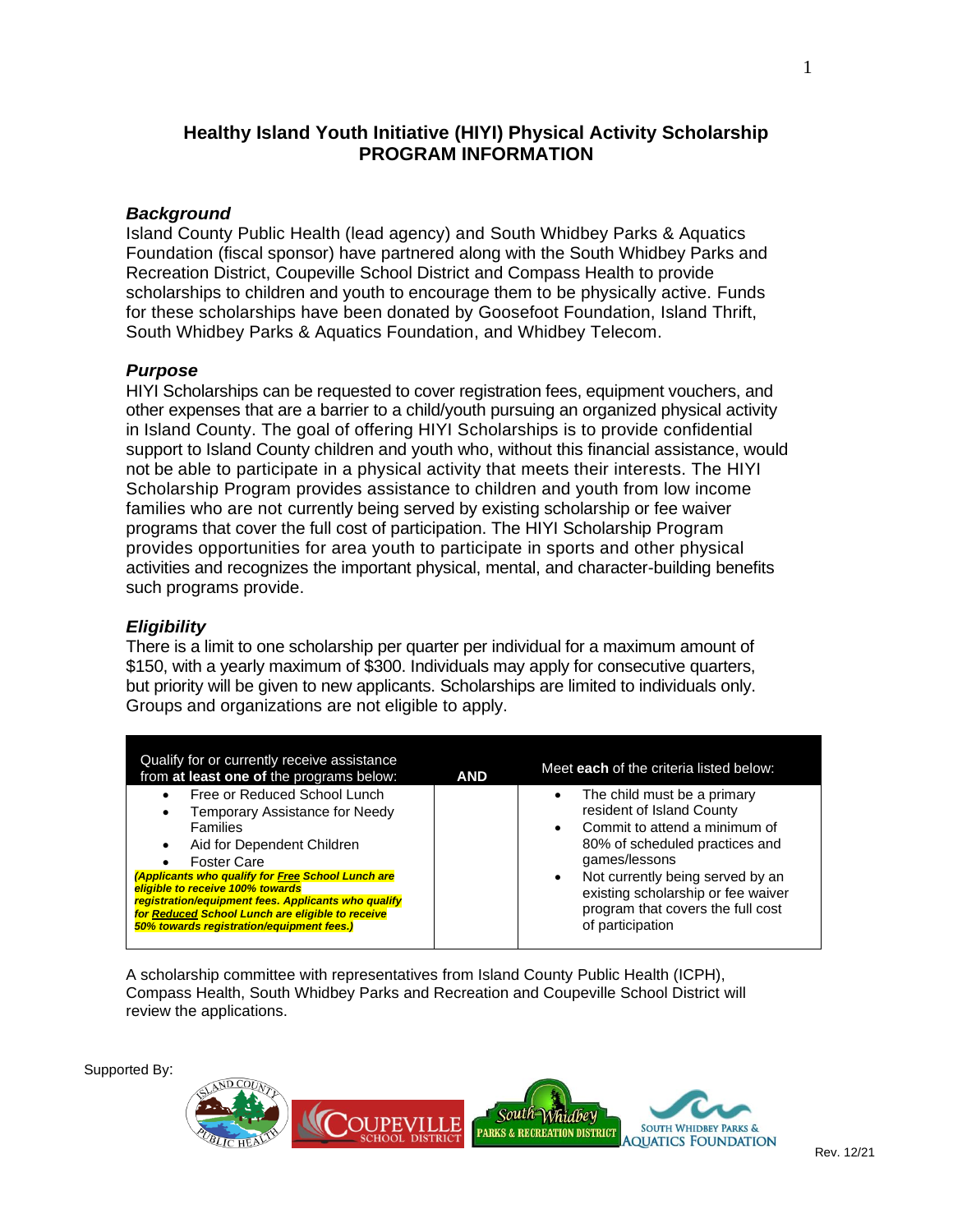# Healthy Island Youth Initiative (HIYI) Physical Activity Scholarship
# PROGRAM INFORMATION

### *Background*

Island County Public Health (lead agency) and South Whidbey Parks & Aquatics Foundation (fiscal sponsor) have partnered along with the South Whidbey Parks and Recreation District, Coupeville School District and Compass Health to provide scholarships to children and youth to encourage them to be physically active. Funds for these scholarships have been donated by Goosefoot Foundation, Island Thrift, South Whidbey Parks & Aquatics Foundation, and Whidbey Telecom.

### *Purpose*

HIYI Scholarships can be requested to cover registration fees, equipment vouchers, and other expenses that are a barrier to a child/youth pursuing an organized physical activity in Island County. The goal of offering HIYI Scholarships is to provide confidential support to Island County children and youth who, without this financial assistance, would not be able to participate in a physical activity that meets their interests. The HIYI Scholarship Program provides assistance to children and youth from low income families who are not currently being served by existing scholarship or fee waiver programs that cover the full cost of participation. The HIYI Scholarship Program provides opportunities for area youth to participate in sports and other physical activities and recognizes the important physical, mental, and character-building benefits such programs provide.

### *Eligibility*

There is a limit to one scholarship per quarter per individual for a maximum amount of $150, with a yearly maximum of $300. Individuals may apply for consecutive quarters, but priority will be given to new applicants. Scholarships are limited to individuals only. Groups and organizations are not eligible to apply.

| Qualify for or currently receive assistance from **at least one of** the programs below: | AND | Meet **each** of the criteria listed below: |
|---|---|---|
| • Free or Reduced School Lunch<br>• Temporary Assistance for Needy Families<br>• Aid for Dependent Children<br>• Foster Care<br>***(Applicants who qualify for Free School Lunch are eligible to receive 100% towards registration/equipment fees. Applicants who qualify for Reduced School Lunch are eligible to receive 50% towards registration/equipment fees.)*** | | • The child must be a primary resident of Island County<br>• Commit to attend a minimum of 80% of scheduled practices and games/lessons<br>• Not currently being served by an existing scholarship or fee waiver program that covers the full cost of participation |

A scholarship committee with representatives from Island County Public Health (ICPH), Compass Health, South Whidbey Parks and Recreation and Coupeville School District will review the applications.

Supported By:

Island County Public Health · Coupeville School District · South Whidbey Parks & Recreation District · South Whidbey Parks & Aquatics Foundation

Rev. 12/21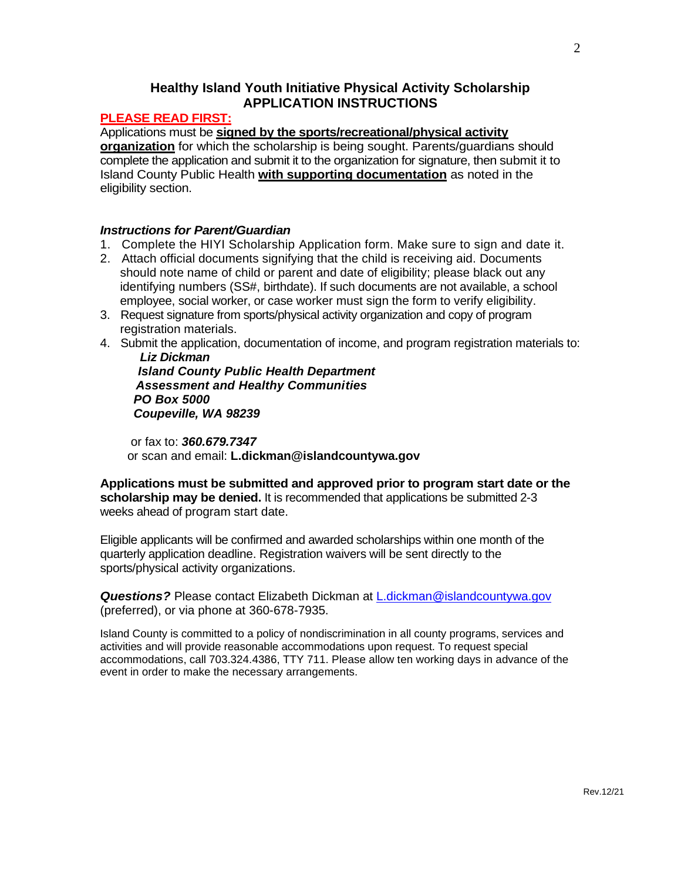## Healthy Island Youth Initiative Physical Activity Scholarship
## APPLICATION INSTRUCTIONS

**PLEASE READ FIRST:**

Applications must be **signed by the sports/recreational/physical activity organization** for which the scholarship is being sought. Parents/guardians should complete the application and submit it to the organization for signature, then submit it to Island County Public Health **with supporting documentation** as noted in the eligibility section.

***Instructions for Parent/Guardian***

1. Complete the HIYI Scholarship Application form. Make sure to sign and date it.
2. Attach official documents signifying that the child is receiving aid. Documents should note name of child or parent and date of eligibility; please black out any identifying numbers (SS#, birthdate). If such documents are not available, a school employee, social worker, or case worker must sign the form to verify eligibility.
3. Request signature from sports/physical activity organization and copy of program registration materials.
4. Submit the application, documentation of income, and program registration materials to:

    ***Liz Dickman***
    ***Island County Public Health Department***
    ***Assessment and Healthy Communities***
    ***PO Box 5000***
    ***Coupeville, WA 98239***

    or fax to: ***360.679.7347***
    or scan and email: **L.dickman@islandcountywa.gov**

**Applications must be submitted and approved prior to program start date or the scholarship may be denied.** It is recommended that applications be submitted 2-3 weeks ahead of program start date.

Eligible applicants will be confirmed and awarded scholarships within one month of the quarterly application deadline. Registration waivers will be sent directly to the sports/physical activity organizations.

***Questions?*** Please contact Elizabeth Dickman at L.dickman@islandcountywa.gov (preferred), or via phone at 360-678-7935.

Island County is committed to a policy of nondiscrimination in all county programs, services and activities and will provide reasonable accommodations upon request. To request special accommodations, call 703.324.4386, TTY 711. Please allow ten working days in advance of the event in order to make the necessary arrangements.

Rev.12/21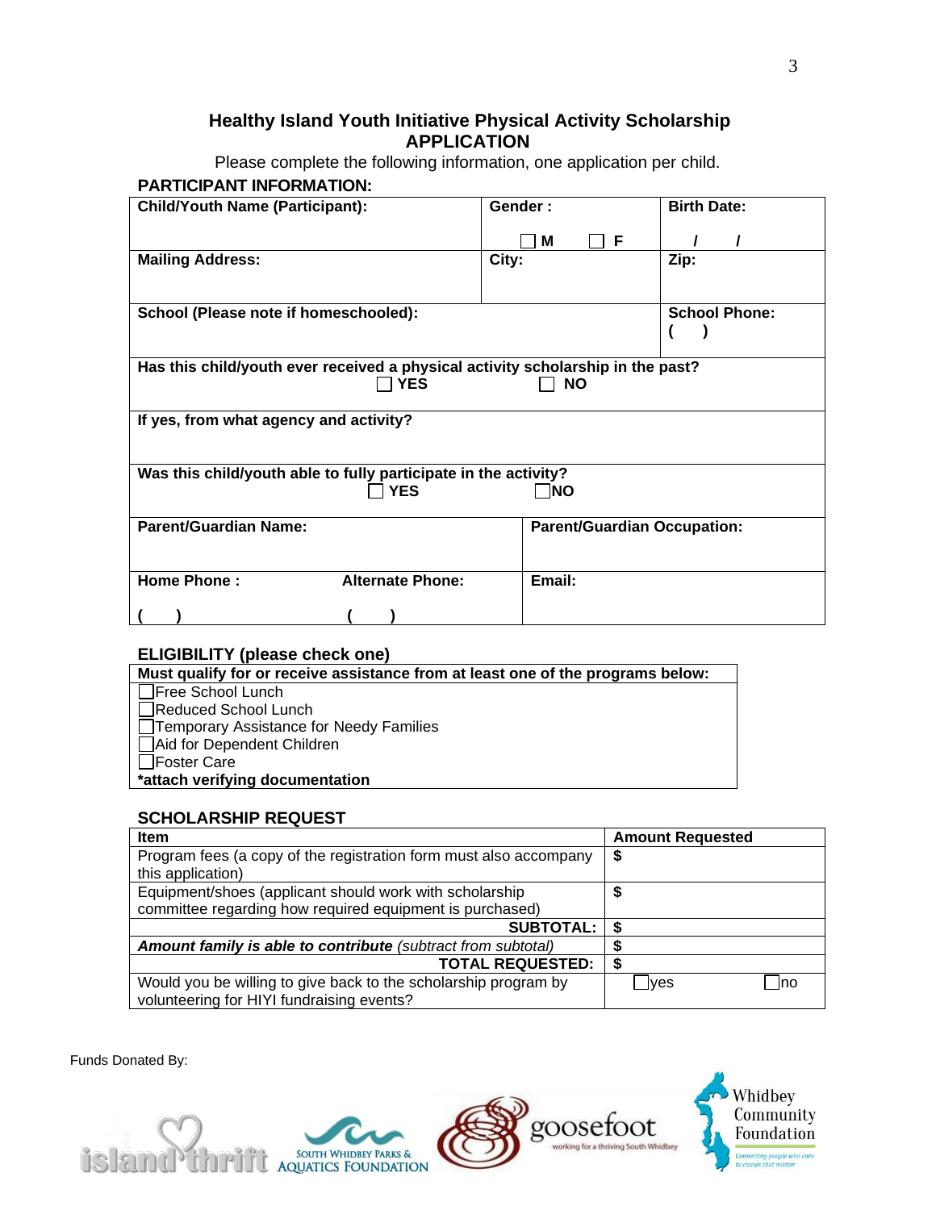# Healthy Island Youth Initiative Physical Activity Scholarship APPLICATION

Please complete the following information, one application per child.

## PARTICIPANT INFORMATION:

| **Child/Youth Name (Participant):** | **Gender :** ☐ **M** ☐ **F** | **Birth Date:** / / |
|---|---|---|
| **Mailing Address:** | **City:** | **Zip:** |
| **School (Please note if homeschooled):** | | **School Phone:** ( ) |
| **Has this child/youth ever received a physical activity scholarship in the past?** ☐ **YES** ☐ **NO** | | |
| **If yes, from what agency and activity?** | | |
| **Was this child/youth able to fully participate in the activity?** ☐ **YES** ☐ **NO** | | |
| **Parent/Guardian Name:** | | **Parent/Guardian Occupation:** |
| **Home Phone :** ( ) | **Alternate Phone:** ( ) | **Email:** |

## ELIGIBILITY (please check one)

**Must qualify for or receive assistance from at least one of the programs below:**

- ☐ Free School Lunch
- ☐ Reduced School Lunch
- ☐ Temporary Assistance for Needy Families
- ☐ Aid for Dependent Children
- ☐ Foster Care

**\*attach verifying documentation**

## SCHOLARSHIP REQUEST

| **Item** | **Amount Requested** |
|---|---|
| Program fees (a copy of the registration form must also accompany this application) | **$** |
| Equipment/shoes (applicant should work with scholarship committee regarding how required equipment is purchased) | **$** |
| **SUBTOTAL:** | **$** |
| ***Amount family is able to contribute*** *(subtract from subtotal)* | **$** |
| **TOTAL REQUESTED:** | **$** |
| Would you be willing to give back to the scholarship program by volunteering for HIYI fundraising events? | ☐yes ☐no |

Funds Donated By:

island thrift · South Whidbey Parks & Aquatics Foundation · goosefoot (working for a thriving South Whidbey) · Whidbey Community Foundation (Connecting people who care to causes that matter)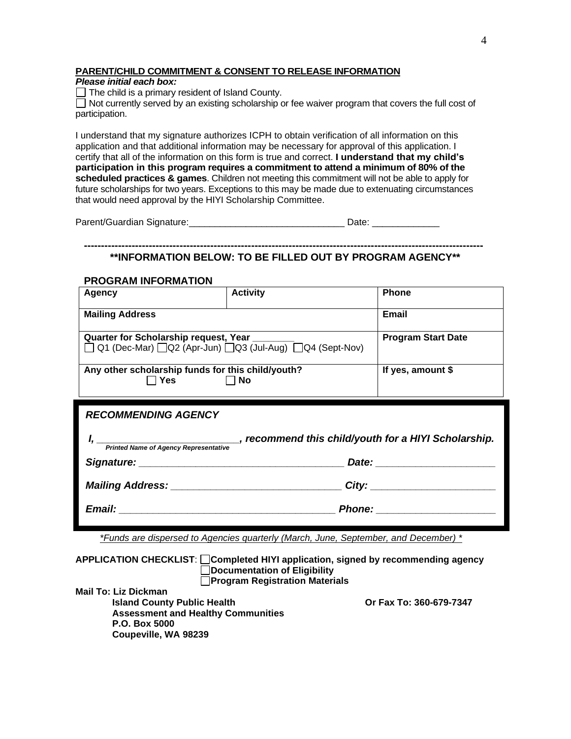**PARENT/CHILD COMMITMENT & CONSENT TO RELEASE INFORMATION**

***Please initial each box:***

☐ The child is a primary resident of Island County.

☐ Not currently served by an existing scholarship or fee waiver program that covers the full cost of participation.

I understand that my signature authorizes ICPH to obtain verification of all information on this application and that additional information may be necessary for approval of this application. I certify that all of the information on this form is true and correct. **I understand that my child's participation in this program requires a commitment to attend a minimum of 80% of the scheduled practices & games**. Children not meeting this commitment will not be able to apply for future scholarships for two years. Exceptions to this may be made due to extenuating circumstances that would need approval by the HIYI Scholarship Committee.

Parent/Guardian Signature:______________________________ Date: _____________

---

**\*\*INFORMATION BELOW: TO BE FILLED OUT BY PROGRAM AGENCY\*\***

**PROGRAM INFORMATION**

| | | |
|---|---|---|
| **Agency** | **Activity** | **Phone** |
| **Mailing Address** | | **Email** |
| **Quarter for Scholarship request, Year** ________ ☐ Q1 (Dec-Mar) ☐Q2 (Apr-Jun) ☐Q3 (Jul-Aug) ☐Q4 (Sept-Nov) | | **Program Start Date** |
| **Any other scholarship funds for this child/youth?** ☐ **Yes** ☐ **No** | | **If yes, amount $** |

***RECOMMENDING AGENCY***

***I,*** _________________________, ***recommend this child/youth for a HIYI Scholarship.***
***Printed Name of Agency Representative***

***Signature:*** ____________________________________ ***Date:*** _____________________

***Mailing Address:*** ______________________________ ***City:*** ______________________

***Email:*** ______________________________________ ***Phone:*** _____________________

*\*Funds are dispersed to Agencies quarterly (March, June, September, and December) \**

**APPLICATION CHECKLIST**: ☐**Completed HIYI application, signed by recommending agency**
☐**Documentation of Eligibility**
☐**Program Registration Materials**

**Mail To: Liz Dickman**
**Island County Public Health**
**Assessment and Healthy Communities**
**P.O. Box 5000**
**Coupeville, WA 98239**

**Or Fax To: 360-679-7347**